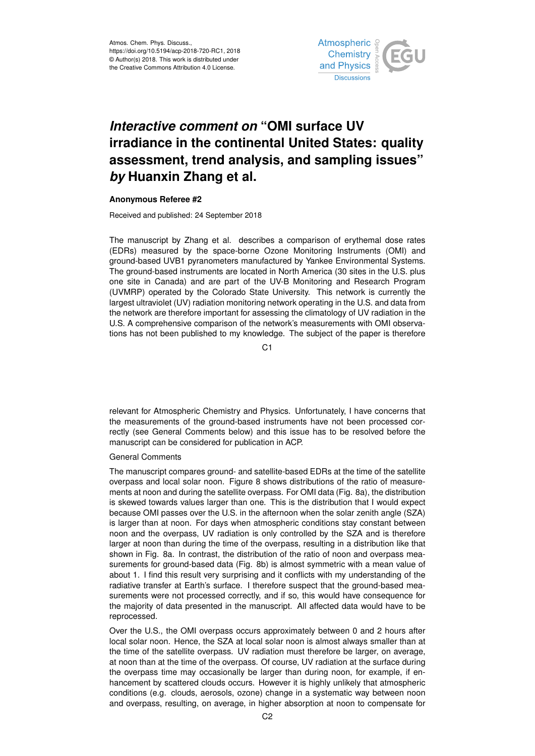Atmos. Chem. Phys. Discuss.,
https://doi.org/10.5194/acp-2018-720-RC1, 2018
© Author(s) 2018. This work is distributed under
the Creative Commons Attribution 4.0 License.

# *Interactive comment on* "OMI surface UV irradiance in the continental United States: quality assessment, trend analysis, and sampling issues" *by* Huanxin Zhang et al.

**Anonymous Referee #2**

Received and published: 24 September 2018

The manuscript by Zhang et al. describes a comparison of erythemal dose rates (EDRs) measured by the space-borne Ozone Monitoring Instruments (OMI) and ground-based UVB1 pyranometers manufactured by Yankee Environmental Systems. The ground-based instruments are located in North America (30 sites in the U.S. plus one site in Canada) and are part of the UV-B Monitoring and Research Program (UVMRP) operated by the Colorado State University. This network is currently the largest ultraviolet (UV) radiation monitoring network operating in the U.S. and data from the network are therefore important for assessing the climatology of UV radiation in the U.S. A comprehensive comparison of the network's measurements with OMI observations has not been published to my knowledge. The subject of the paper is therefore relevant for Atmospheric Chemistry and Physics. Unfortunately, I have concerns that the measurements of the ground-based instruments have not been processed correctly (see General Comments below) and this issue has to be resolved before the manuscript can be considered for publication in ACP.

General Comments

The manuscript compares ground- and satellite-based EDRs at the time of the satellite overpass and local solar noon. Figure 8 shows distributions of the ratio of measurements at noon and during the satellite overpass. For OMI data (Fig. 8a), the distribution is skewed towards values larger than one. This is the distribution that I would expect because OMI passes over the U.S. in the afternoon when the solar zenith angle (SZA) is larger than at noon. For days when atmospheric conditions stay constant between noon and the overpass, UV radiation is only controlled by the SZA and is therefore larger at noon than during the time of the overpass, resulting in a distribution like that shown in Fig. 8a. In contrast, the distribution of the ratio of noon and overpass measurements for ground-based data (Fig. 8b) is almost symmetric with a mean value of about 1. I find this result very surprising and it conflicts with my understanding of the radiative transfer at Earth's surface. I therefore suspect that the ground-based measurements were not processed correctly, and if so, this would have consequence for the majority of data presented in the manuscript. All affected data would have to be reprocessed.

Over the U.S., the OMI overpass occurs approximately between 0 and 2 hours after local solar noon. Hence, the SZA at local solar noon is almost always smaller than at the time of the satellite overpass. UV radiation must therefore be larger, on average, at noon than at the time of the overpass. Of course, UV radiation at the surface during the overpass time may occasionally be larger than during noon, for example, if enhancement by scattered clouds occurs. However it is highly unlikely that atmospheric conditions (e.g. clouds, aerosols, ozone) change in a systematic way between noon and overpass, resulting, on average, in higher absorption at noon to compensate for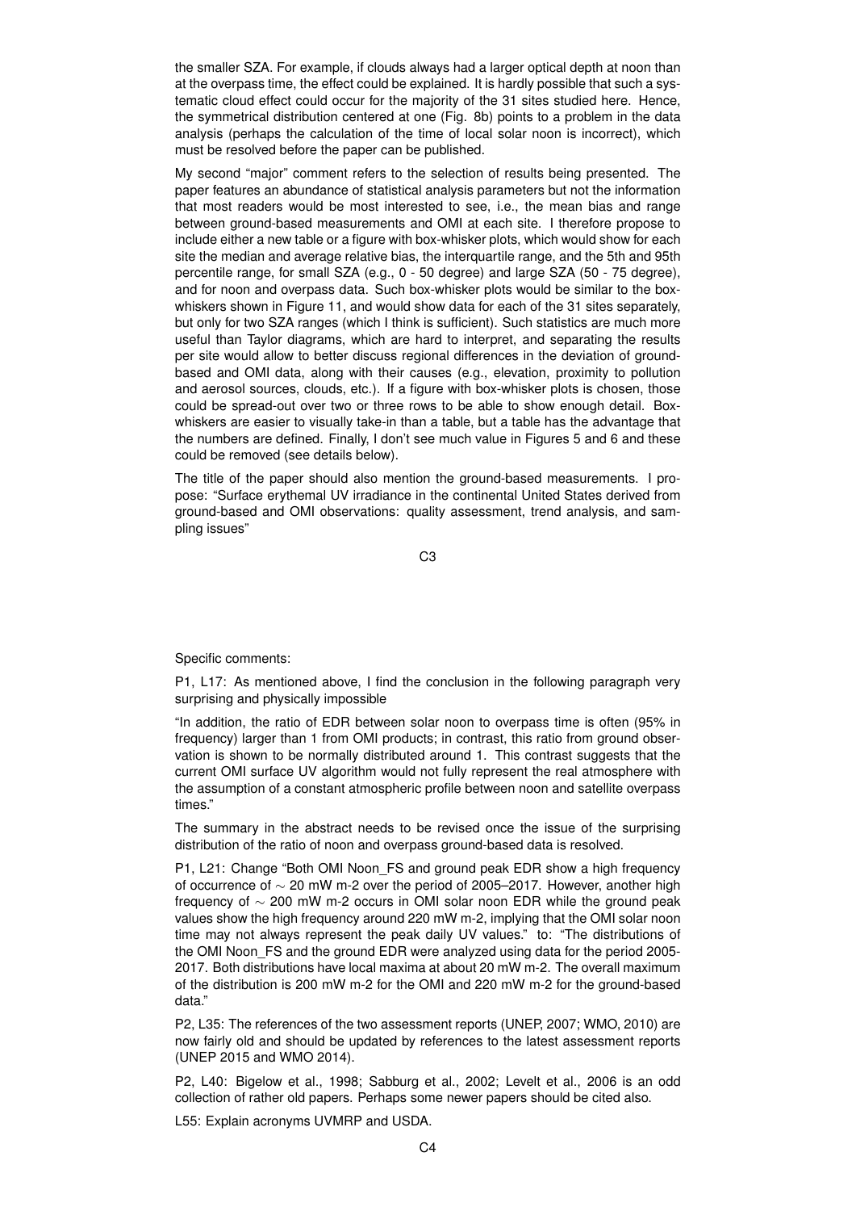the smaller SZA. For example, if clouds always had a larger optical depth at noon than at the overpass time, the effect could be explained. It is hardly possible that such a systematic cloud effect could occur for the majority of the 31 sites studied here. Hence, the symmetrical distribution centered at one (Fig. 8b) points to a problem in the data analysis (perhaps the calculation of the time of local solar noon is incorrect), which must be resolved before the paper can be published.

My second "major" comment refers to the selection of results being presented. The paper features an abundance of statistical analysis parameters but not the information that most readers would be most interested to see, i.e., the mean bias and range between ground-based measurements and OMI at each site. I therefore propose to include either a new table or a figure with box-whisker plots, which would show for each site the median and average relative bias, the interquartile range, and the 5th and 95th percentile range, for small SZA (e.g., 0 - 50 degree) and large SZA (50 - 75 degree), and for noon and overpass data. Such box-whisker plots would be similar to the box-whiskers shown in Figure 11, and would show data for each of the 31 sites separately, but only for two SZA ranges (which I think is sufficient). Such statistics are much more useful than Taylor diagrams, which are hard to interpret, and separating the results per site would allow to better discuss regional differences in the deviation of ground-based and OMI data, along with their causes (e.g., elevation, proximity to pollution and aerosol sources, clouds, etc.). If a figure with box-whisker plots is chosen, those could be spread-out over two or three rows to be able to show enough detail. Box-whiskers are easier to visually take-in than a table, but a table has the advantage that the numbers are defined. Finally, I don't see much value in Figures 5 and 6 and these could be removed (see details below).

The title of the paper should also mention the ground-based measurements. I propose: "Surface erythemal UV irradiance in the continental United States derived from ground-based and OMI observations: quality assessment, trend analysis, and sampling issues"

Specific comments:

P1, L17: As mentioned above, I find the conclusion in the following paragraph very surprising and physically impossible

"In addition, the ratio of EDR between solar noon to overpass time is often (95% in frequency) larger than 1 from OMI products; in contrast, this ratio from ground observation is shown to be normally distributed around 1. This contrast suggests that the current OMI surface UV algorithm would not fully represent the real atmosphere with the assumption of a constant atmospheric profile between noon and satellite overpass times."

The summary in the abstract needs to be revised once the issue of the surprising distribution of the ratio of noon and overpass ground-based data is resolved.

P1, L21: Change "Both OMI Noon_FS and ground peak EDR show a high frequency of occurrence of $\sim$ 20 mW m-2 over the period of 2005–2017. However, another high frequency of $\sim$ 200 mW m-2 occurs in OMI solar noon EDR while the ground peak values show the high frequency around 220 mW m-2, implying that the OMI solar noon time may not always represent the peak daily UV values." to: "The distributions of the OMI Noon_FS and the ground EDR were analyzed using data for the period 2005-2017. Both distributions have local maxima at about 20 mW m-2. The overall maximum of the distribution is 200 mW m-2 for the OMI and 220 mW m-2 for the ground-based data."

P2, L35: The references of the two assessment reports (UNEP, 2007; WMO, 2010) are now fairly old and should be updated by references to the latest assessment reports (UNEP 2015 and WMO 2014).

P2, L40: Bigelow et al., 1998; Sabburg et al., 2002; Levelt et al., 2006 is an odd collection of rather old papers. Perhaps some newer papers should be cited also.

L55: Explain acronyms UVMRP and USDA.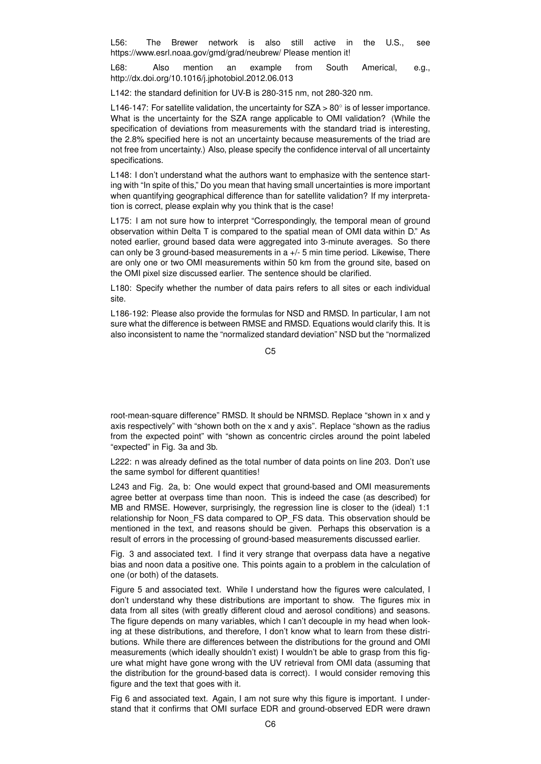L56: The Brewer network is also still active in the U.S., see https://www.esrl.noaa.gov/gmd/grad/neubrew/ Please mention it!

L68: Also mention an example from South Americal, e.g., http://dx.doi.org/10.1016/j.jphotobiol.2012.06.013

L142: the standard definition for UV-B is 280-315 nm, not 280-320 nm.

L146-147: For satellite validation, the uncertainty for SZA > 80° is of lesser importance. What is the uncertainty for the SZA range applicable to OMI validation? (While the specification of deviations from measurements with the standard triad is interesting, the 2.8% specified here is not an uncertainty because measurements of the triad are not free from uncertainty.) Also, please specify the confidence interval of all uncertainty specifications.

L148: I don't understand what the authors want to emphasize with the sentence starting with "In spite of this," Do you mean that having small uncertainties is more important when quantifying geographical difference than for satellite validation? If my interpretation is correct, please explain why you think that is the case!

L175: I am not sure how to interpret "Correspondingly, the temporal mean of ground observation within Delta T is compared to the spatial mean of OMI data within D." As noted earlier, ground based data were aggregated into 3-minute averages. So there can only be 3 ground-based measurements in a +/- 5 min time period. Likewise, There are only one or two OMI measurements within 50 km from the ground site, based on the OMI pixel size discussed earlier. The sentence should be clarified.

L180: Specify whether the number of data pairs refers to all sites or each individual site.

L186-192: Please also provide the formulas for NSD and RMSD. In particular, I am not sure what the difference is between RMSE and RMSD. Equations would clarify this. It is also inconsistent to name the "normalized standard deviation" NSD but the "normalized root-mean-square difference" RMSD. It should be NRMSD. Replace "shown in x and y axis respectively" with "shown both on the x and y axis". Replace "shown as the radius from the expected point" with "shown as concentric circles around the point labeled "expected" in Fig. 3a and 3b.

L222: n was already defined as the total number of data points on line 203. Don't use the same symbol for different quantities!

L243 and Fig. 2a, b: One would expect that ground-based and OMI measurements agree better at overpass time than noon. This is indeed the case (as described) for MB and RMSE. However, surprisingly, the regression line is closer to the (ideal) 1:1 relationship for Noon_FS data compared to OP_FS data. This observation should be mentioned in the text, and reasons should be given. Perhaps this observation is a result of errors in the processing of ground-based measurements discussed earlier.

Fig. 3 and associated text. I find it very strange that overpass data have a negative bias and noon data a positive one. This points again to a problem in the calculation of one (or both) of the datasets.

Figure 5 and associated text. While I understand how the figures were calculated, I don't understand why these distributions are important to show. The figures mix in data from all sites (with greatly different cloud and aerosol conditions) and seasons. The figure depends on many variables, which I can't decouple in my head when looking at these distributions, and therefore, I don't know what to learn from these distributions. While there are differences between the distributions for the ground and OMI measurements (which ideally shouldn't exist) I wouldn't be able to grasp from this figure what might have gone wrong with the UV retrieval from OMI data (assuming that the distribution for the ground-based data is correct). I would consider removing this figure and the text that goes with it.

Fig 6 and associated text. Again, I am not sure why this figure is important. I understand that it confirms that OMI surface EDR and ground-observed EDR were drawn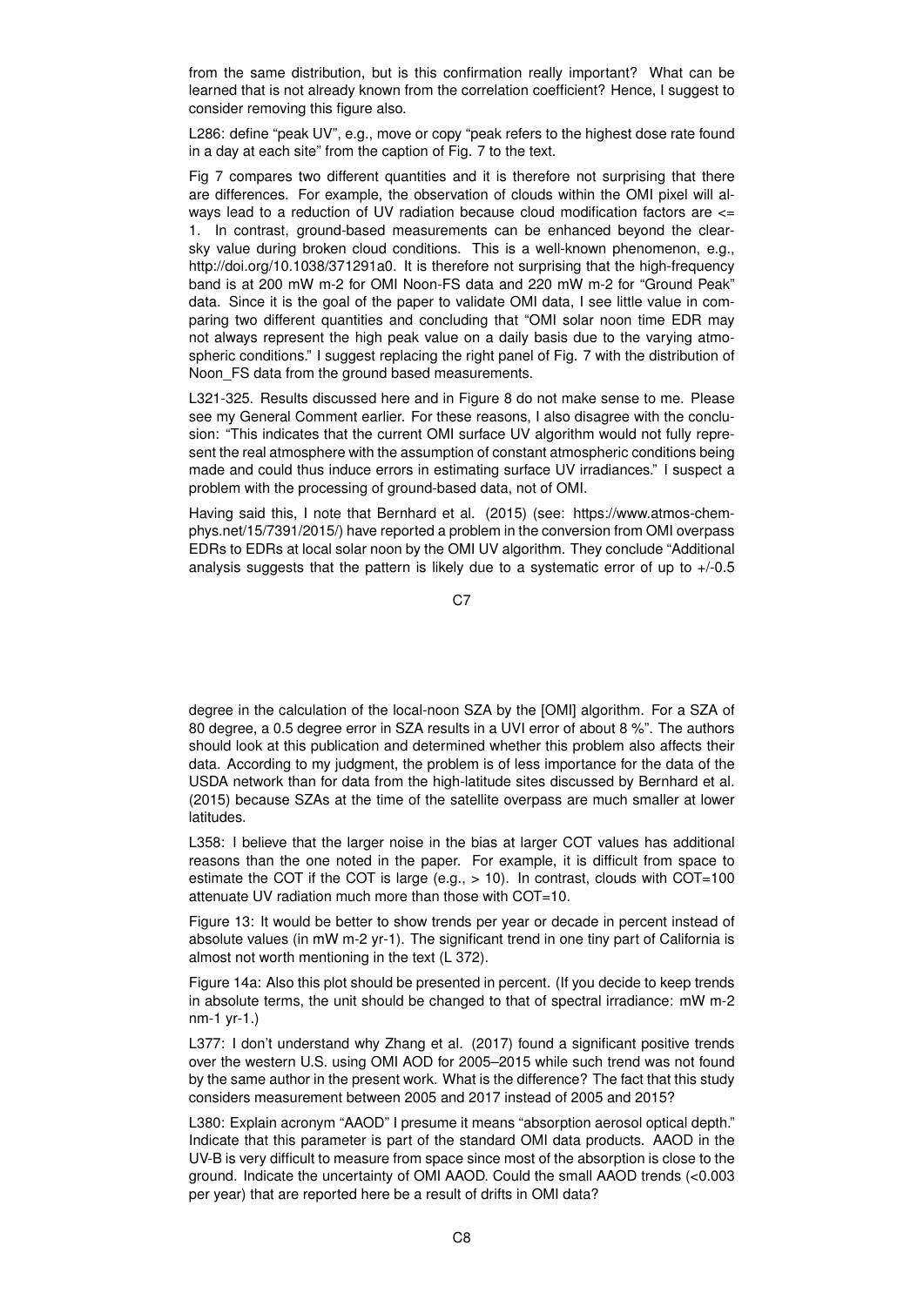from the same distribution, but is this confirmation really important? What can be learned that is not already known from the correlation coefficient? Hence, I suggest to consider removing this figure also.

L286: define "peak UV", e.g., move or copy "peak refers to the highest dose rate found in a day at each site" from the caption of Fig. 7 to the text.

Fig 7 compares two different quantities and it is therefore not surprising that there are differences. For example, the observation of clouds within the OMI pixel will always lead to a reduction of UV radiation because cloud modification factors are <= 1. In contrast, ground-based measurements can be enhanced beyond the clear-sky value during broken cloud conditions. This is a well-known phenomenon, e.g., http://doi.org/10.1038/371291a0. It is therefore not surprising that the high-frequency band is at 200 mW m-2 for OMI Noon-FS data and 220 mW m-2 for "Ground Peak" data. Since it is the goal of the paper to validate OMI data, I see little value in comparing two different quantities and concluding that "OMI solar noon time EDR may not always represent the high peak value on a daily basis due to the varying atmospheric conditions." I suggest replacing the right panel of Fig. 7 with the distribution of Noon_FS data from the ground based measurements.

L321-325. Results discussed here and in Figure 8 do not make sense to me. Please see my General Comment earlier. For these reasons, I also disagree with the conclusion: "This indicates that the current OMI surface UV algorithm would not fully represent the real atmosphere with the assumption of constant atmospheric conditions being made and could thus induce errors in estimating surface UV irradiances." I suspect a problem with the processing of ground-based data, not of OMI.

Having said this, I note that Bernhard et al. (2015) (see: https://www.atmos-chem-phys.net/15/7391/2015/) have reported a problem in the conversion from OMI overpass EDRs to EDRs at local solar noon by the OMI UV algorithm. They conclude "Additional analysis suggests that the pattern is likely due to a systematic error of up to +/-0.5 degree in the calculation of the local-noon SZA by the [OMI] algorithm. For a SZA of 80 degree, a 0.5 degree error in SZA results in a UVI error of about 8 %". The authors should look at this publication and determined whether this problem also affects their data. According to my judgment, the problem is of less importance for the data of the USDA network than for data from the high-latitude sites discussed by Bernhard et al. (2015) because SZAs at the time of the satellite overpass are much smaller at lower latitudes.

L358: I believe that the larger noise in the bias at larger COT values has additional reasons than the one noted in the paper. For example, it is difficult from space to estimate the COT if the COT is large (e.g., > 10). In contrast, clouds with COT=100 attenuate UV radiation much more than those with COT=10.

Figure 13: It would be better to show trends per year or decade in percent instead of absolute values (in mW m-2 yr-1). The significant trend in one tiny part of California is almost not worth mentioning in the text (L 372).

Figure 14a: Also this plot should be presented in percent. (If you decide to keep trends in absolute terms, the unit should be changed to that of spectral irradiance: mW m-2 nm-1 yr-1.)

L377: I don't understand why Zhang et al. (2017) found a significant positive trends over the western U.S. using OMI AOD for 2005–2015 while such trend was not found by the same author in the present work. What is the difference? The fact that this study considers measurement between 2005 and 2017 instead of 2005 and 2015?

L380: Explain acronym "AAOD" I presume it means "absorption aerosol optical depth." Indicate that this parameter is part of the standard OMI data products. AAOD in the UV-B is very difficult to measure from space since most of the absorption is close to the ground. Indicate the uncertainty of OMI AAOD. Could the small AAOD trends (<0.003 per year) that are reported here be a result of drifts in OMI data?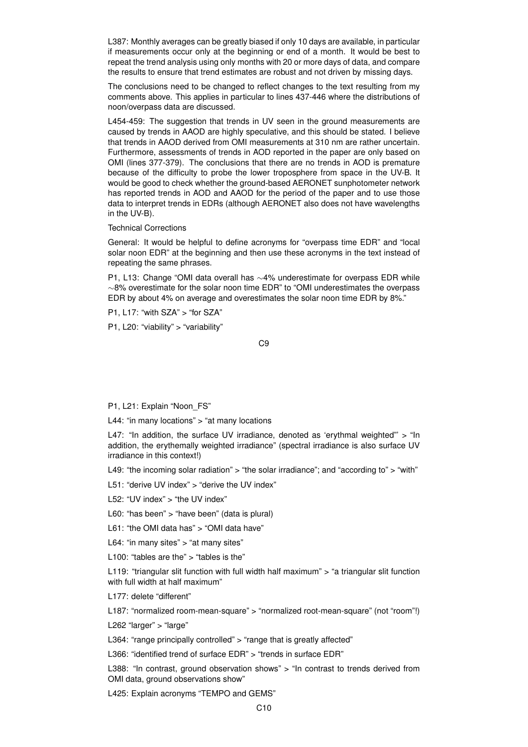L387: Monthly averages can be greatly biased if only 10 days are available, in particular if measurements occur only at the beginning or end of a month. It would be best to repeat the trend analysis using only months with 20 or more days of data, and compare the results to ensure that trend estimates are robust and not driven by missing days.

The conclusions need to be changed to reflect changes to the text resulting from my comments above. This applies in particular to lines 437-446 where the distributions of noon/overpass data are discussed.

L454-459: The suggestion that trends in UV seen in the ground measurements are caused by trends in AAOD are highly speculative, and this should be stated. I believe that trends in AAOD derived from OMI measurements at 310 nm are rather uncertain. Furthermore, assessments of trends in AOD reported in the paper are only based on OMI (lines 377-379). The conclusions that there are no trends in AOD is premature because of the difficulty to probe the lower troposphere from space in the UV-B. It would be good to check whether the ground-based AERONET sunphotometer network has reported trends in AOD and AAOD for the period of the paper and to use those data to interpret trends in EDRs (although AERONET also does not have wavelengths in the UV-B).

Technical Corrections

General: It would be helpful to define acronyms for "overpass time EDR" and "local solar noon EDR" at the beginning and then use these acronyms in the text instead of repeating the same phrases.

P1, L13: Change "OMI data overall has ~4% underestimate for overpass EDR while ~8% overestimate for the solar noon time EDR" to "OMI underestimates the overpass EDR by about 4% on average and overestimates the solar noon time EDR by 8%."

P1, L17: "with SZA" > "for SZA"

P1, L20: "viability" > "variability"

P1, L21: Explain "Noon_FS"

L44: "in many locations" > "at many locations

L47: "In addition, the surface UV irradiance, denoted as 'erythmal weighted"' > "In addition, the erythemally weighted irradiance" (spectral irradiance is also surface UV irradiance in this context!)

L49: "the incoming solar radiation" > "the solar irradiance"; and "according to" > "with"

L51: "derive UV index" > "derive the UV index"

L52: "UV index" > "the UV index"

L60: "has been" > "have been" (data is plural)

L61: "the OMI data has" > "OMI data have"

L64: "in many sites" > "at many sites"

L100: "tables are the" > "tables is the"

L119: "triangular slit function with full width half maximum" > "a triangular slit function with full width at half maximum"

L177: delete "different"

L187: "normalized room-mean-square" > "normalized root-mean-square" (not "room"!)

L262 "larger" > "large"

L364: "range principally controlled" > "range that is greatly affected"

L366: "identified trend of surface EDR" > "trends in surface EDR"

L388: "In contrast, ground observation shows" > "In contrast to trends derived from OMI data, ground observations show"

L425: Explain acronyms "TEMPO and GEMS"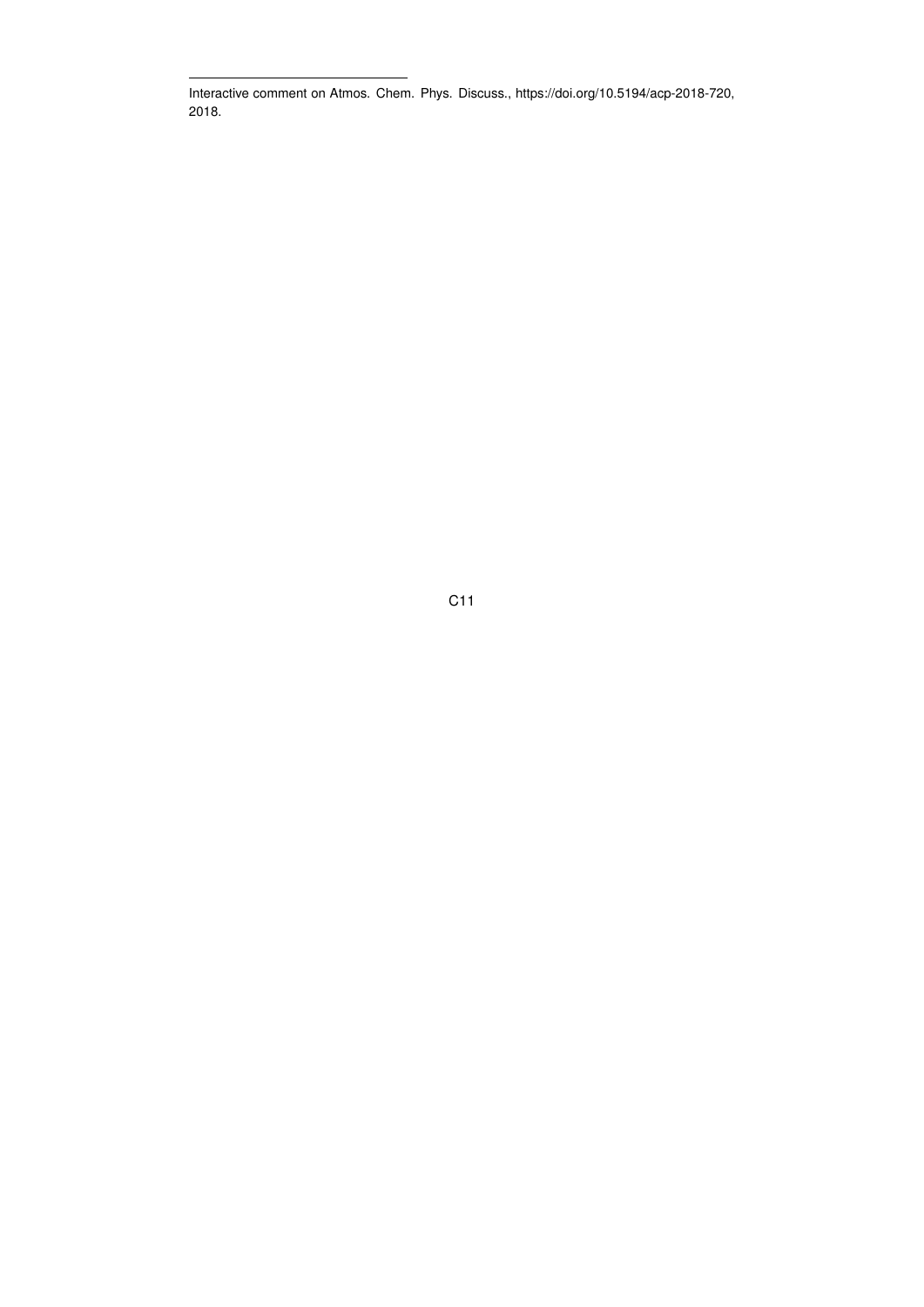Interactive comment on Atmos. Chem. Phys. Discuss., https://doi.org/10.5194/acp-2018-720, 2018.